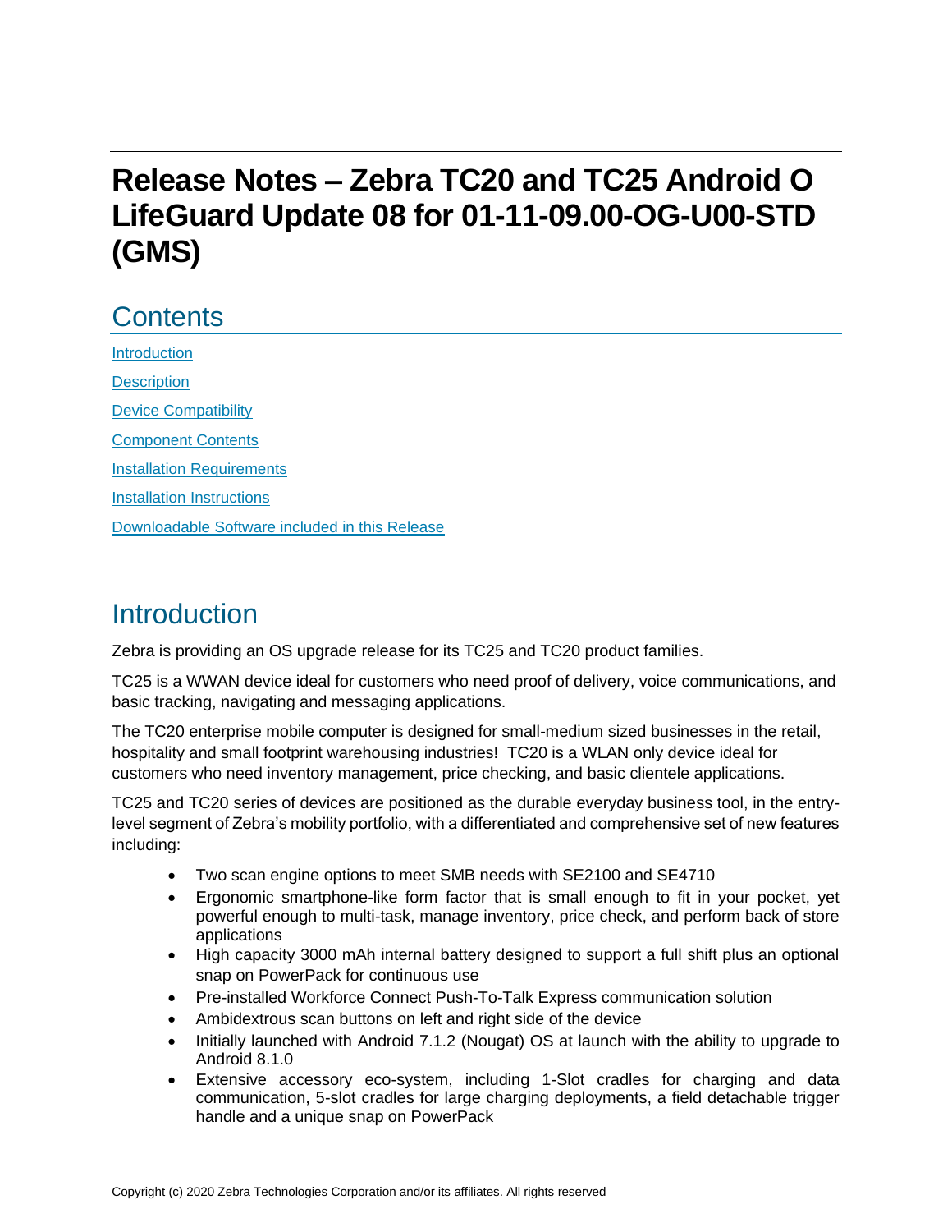# Release Notes – Zebra TC20 and TC25 Android O LifeGuard Update 08 for 01-11-09.00-OG-U00-STD (GMS)

## Contents

[Introduction](#introduction)

[Description](#description)

[Device Compatibility](#device-compatibility)

[Component Contents](#component-contents)

[Installation Requirements](#installation-requirements)

[Installation Instructions](#installation-instructions)

[Downloadable Software included in this Release](#downloadable-software-included-in-this-release)

## Introduction

Zebra is providing an OS upgrade release for its TC25 and TC20 product families.

TC25 is a WWAN device ideal for customers who need proof of delivery, voice communications, and basic tracking, navigating and messaging applications.

The TC20 enterprise mobile computer is designed for small-medium sized businesses in the retail, hospitality and small footprint warehousing industries! TC20 is a WLAN only device ideal for customers who need inventory management, price checking, and basic clientele applications.

TC25 and TC20 series of devices are positioned as the durable everyday business tool, in the entry-level segment of Zebra's mobility portfolio, with a differentiated and comprehensive set of new features including:

- Two scan engine options to meet SMB needs with SE2100 and SE4710
- Ergonomic smartphone-like form factor that is small enough to fit in your pocket, yet powerful enough to multi-task, manage inventory, price check, and perform back of store applications
- High capacity 3000 mAh internal battery designed to support a full shift plus an optional snap on PowerPack for continuous use
- Pre-installed Workforce Connect Push-To-Talk Express communication solution
- Ambidextrous scan buttons on left and right side of the device
- Initially launched with Android 7.1.2 (Nougat) OS at launch with the ability to upgrade to Android 8.1.0
- Extensive accessory eco-system, including 1-Slot cradles for charging and data communication, 5-slot cradles for large charging deployments, a field detachable trigger handle and a unique snap on PowerPack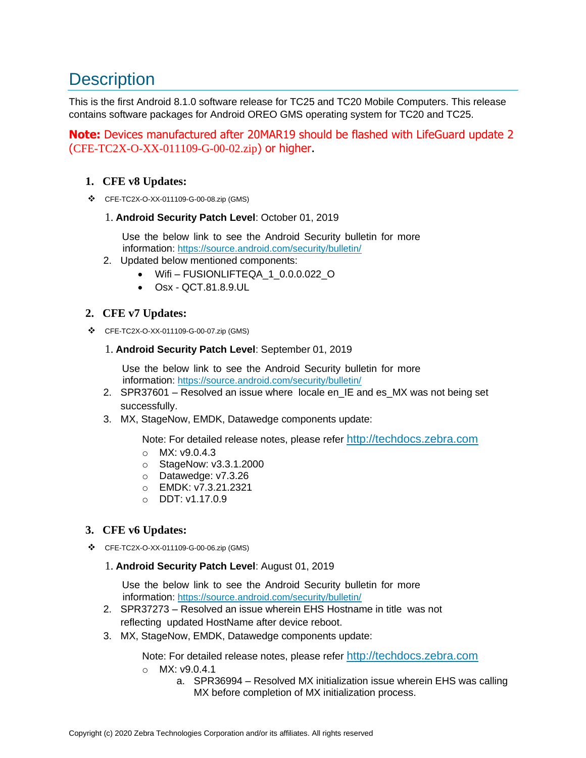# Description

This is the first Android 8.1.0 software release for TC25 and TC20 Mobile Computers. This release contains software packages for Android OREO GMS operating system for TC20 and TC25.

**Note:** Devices manufactured after 20MAR19 should be flashed with LifeGuard update 2 (CFE-TC2X-O-XX-011109-G-00-02.zip) or higher.

## 1. CFE v8 Updates:

- CFE-TC2X-O-XX-011109-G-00-08.zip (GMS)

  1. **Android Security Patch Level**: October 01, 2019

     Use the below link to see the Android Security bulletin for more information: https://source.android.com/security/bulletin/
  2. Updated below mentioned components:
     - Wifi – FUSIONLIFTEQA_1_0.0.0.022_O
     - Osx - QCT.81.8.9.UL

## 2. CFE v7 Updates:

- CFE-TC2X-O-XX-011109-G-00-07.zip (GMS)

  1. **Android Security Patch Level**: September 01, 2019

     Use the below link to see the Android Security bulletin for more information: https://source.android.com/security/bulletin/
  2. SPR37601 – Resolved an issue where locale en_IE and es_MX was not being set successfully.
  3. MX, StageNow, EMDK, Datawedge components update:

     Note: For detailed release notes, please refer http://techdocs.zebra.com
     - MX: v9.0.4.3
     - StageNow: v3.3.1.2000
     - Datawedge: v7.3.26
     - EMDK: v7.3.21.2321
     - DDT: v1.17.0.9

## 3. CFE v6 Updates:

- CFE-TC2X-O-XX-011109-G-00-06.zip (GMS)

  1. **Android Security Patch Level**: August 01, 2019

     Use the below link to see the Android Security bulletin for more information: https://source.android.com/security/bulletin/
  2. SPR37273 – Resolved an issue wherein EHS Hostname in title was not reflecting updated HostName after device reboot.
  3. MX, StageNow, EMDK, Datawedge components update:

     Note: For detailed release notes, please refer http://techdocs.zebra.com
     - MX: v9.0.4.1
       a. SPR36994 – Resolved MX initialization issue wherein EHS was calling MX before completion of MX initialization process.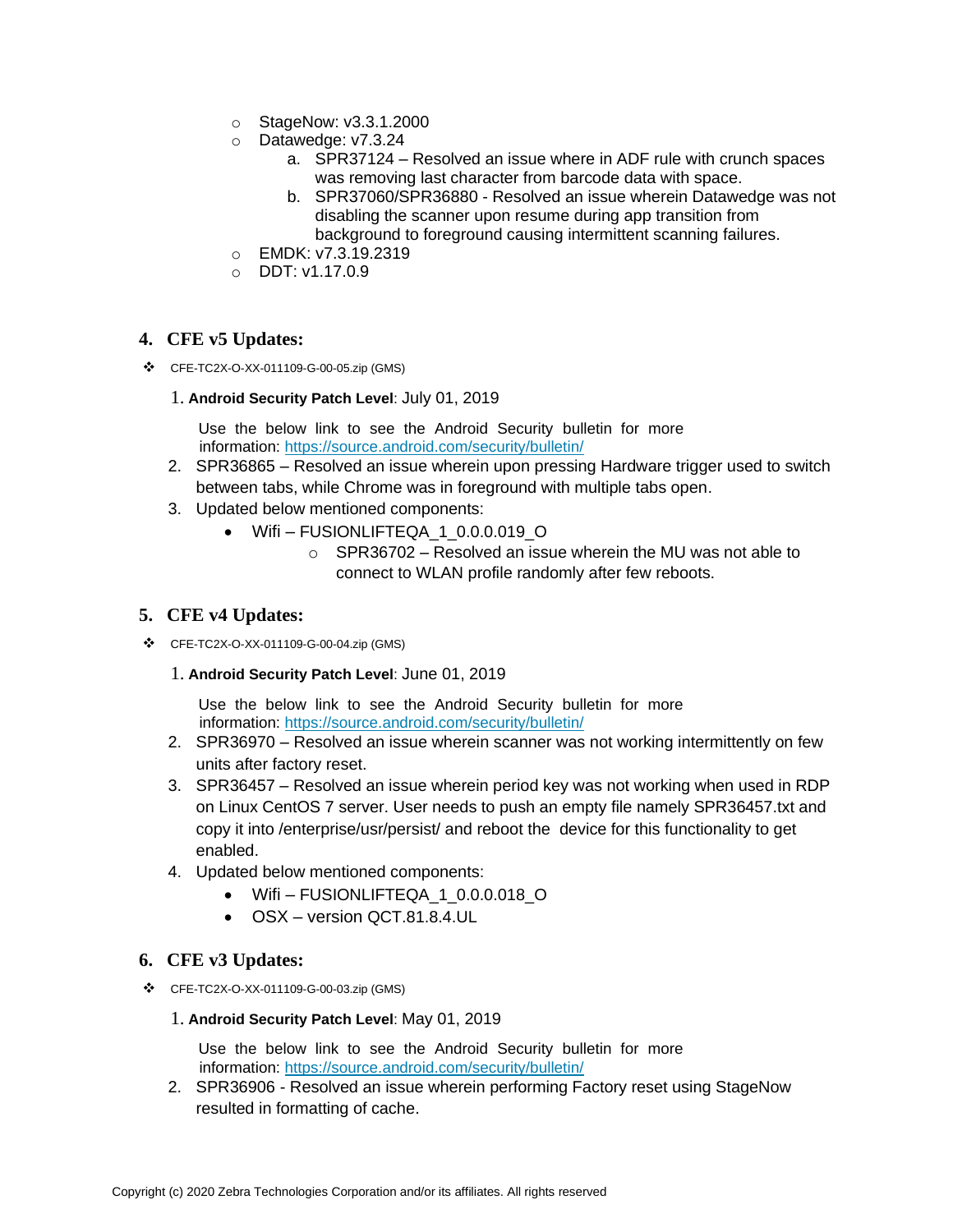- StageNow: v3.3.1.2000
- Datawedge: v7.3.24
    a. SPR37124 – Resolved an issue where in ADF rule with crunch spaces was removing last character from barcode data with space.
    b. SPR37060/SPR36880 - Resolved an issue wherein Datawedge was not disabling the scanner upon resume during app transition from background to foreground causing intermittent scanning failures.
- EMDK: v7.3.19.2319
- DDT: v1.17.0.9

## 4. CFE v5 Updates:

❖ CFE-TC2X-O-XX-011109-G-00-05.zip (GMS)

1. **Android Security Patch Level**: July 01, 2019

   Use the below link to see the Android Security bulletin for more information: https://source.android.com/security/bulletin/
2. SPR36865 – Resolved an issue wherein upon pressing Hardware trigger used to switch between tabs, while Chrome was in foreground with multiple tabs open.
3. Updated below mentioned components:
    - Wifi – FUSIONLIFTEQA_1_0.0.0.019_O
        - SPR36702 – Resolved an issue wherein the MU was not able to connect to WLAN profile randomly after few reboots.

## 5. CFE v4 Updates:

❖ CFE-TC2X-O-XX-011109-G-00-04.zip (GMS)

1. **Android Security Patch Level**: June 01, 2019

   Use the below link to see the Android Security bulletin for more information: https://source.android.com/security/bulletin/
2. SPR36970 – Resolved an issue wherein scanner was not working intermittently on few units after factory reset.
3. SPR36457 – Resolved an issue wherein period key was not working when used in RDP on Linux CentOS 7 server. User needs to push an empty file namely SPR36457.txt and copy it into /enterprise/usr/persist/ and reboot the device for this functionality to get enabled.
4. Updated below mentioned components:
    - Wifi – FUSIONLIFTEQA_1_0.0.0.018_O
    - OSX – version QCT.81.8.4.UL

## 6. CFE v3 Updates:

❖ CFE-TC2X-O-XX-011109-G-00-03.zip (GMS)

1. **Android Security Patch Level**: May 01, 2019

   Use the below link to see the Android Security bulletin for more information: https://source.android.com/security/bulletin/
2. SPR36906 - Resolved an issue wherein performing Factory reset using StageNow resulted in formatting of cache.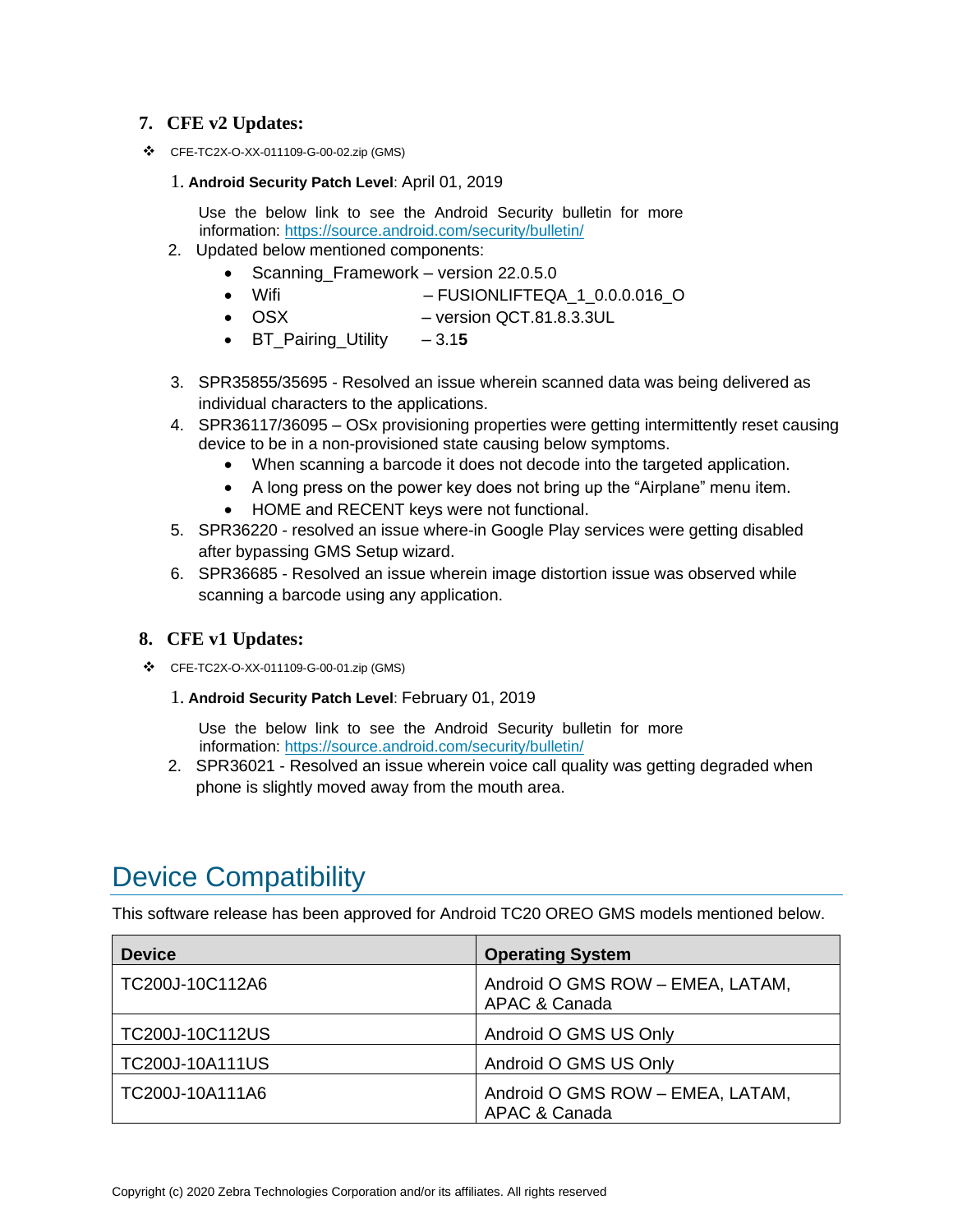### 7. CFE v2 Updates:

❖ CFE-TC2X-O-XX-011109-G-00-02.zip (GMS)

1. **Android Security Patch Level**: April 01, 2019

   Use the below link to see the Android Security bulletin for more information: https://source.android.com/security/bulletin/

2. Updated below mentioned components:
   - Scanning_Framework – version 22.0.5.0
   - Wifi – FUSIONLIFTEQA_1_0.0.0.016_O
   - OSX – version QCT.81.8.3.3UL
   - BT_Pairing_Utility – 3.1**5**

3. SPR35855/35695 - Resolved an issue wherein scanned data was being delivered as individual characters to the applications.
4. SPR36117/36095 – OSx provisioning properties were getting intermittently reset causing device to be in a non-provisioned state causing below symptoms.
   - When scanning a barcode it does not decode into the targeted application.
   - A long press on the power key does not bring up the "Airplane" menu item.
   - HOME and RECENT keys were not functional.
5. SPR36220 - resolved an issue where-in Google Play services were getting disabled after bypassing GMS Setup wizard.
6. SPR36685 - Resolved an issue wherein image distortion issue was observed while scanning a barcode using any application.

### 8. CFE v1 Updates:

❖ CFE-TC2X-O-XX-011109-G-00-01.zip (GMS)

1. **Android Security Patch Level**: February 01, 2019

   Use the below link to see the Android Security bulletin for more information: https://source.android.com/security/bulletin/

2. SPR36021 - Resolved an issue wherein voice call quality was getting degraded when phone is slightly moved away from the mouth area.

# Device Compatibility

This software release has been approved for Android TC20 OREO GMS models mentioned below.

| Device | Operating System |
|---|---|
| TC200J-10C112A6 | Android O GMS ROW – EMEA, LATAM, APAC & Canada |
| TC200J-10C112US | Android O GMS US Only |
| TC200J-10A111US | Android O GMS US Only |
| TC200J-10A111A6 | Android O GMS ROW – EMEA, LATAM, APAC & Canada |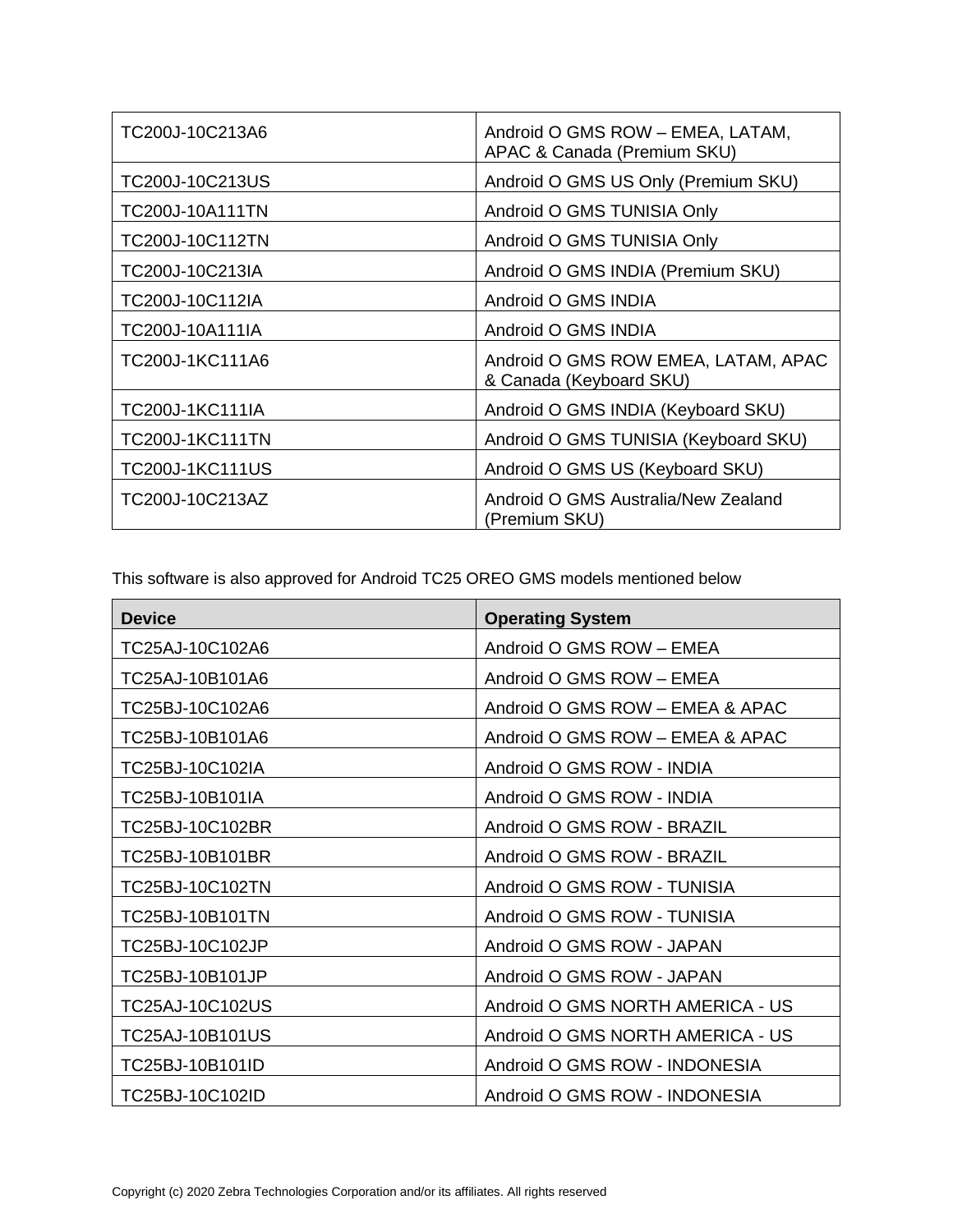| | |
|---|---|
| TC200J-10C213A6 | Android O GMS ROW – EMEA, LATAM, APAC & Canada (Premium SKU) |
| TC200J-10C213US | Android O GMS US Only (Premium SKU) |
| TC200J-10A111TN | Android O GMS TUNISIA Only |
| TC200J-10C112TN | Android O GMS TUNISIA Only |
| TC200J-10C213IA | Android O GMS INDIA (Premium SKU) |
| TC200J-10C112IA | Android O GMS INDIA |
| TC200J-10A111IA | Android O GMS INDIA |
| TC200J-1KC111A6 | Android O GMS ROW EMEA, LATAM, APAC & Canada (Keyboard SKU) |
| TC200J-1KC111IA | Android O GMS INDIA (Keyboard SKU) |
| TC200J-1KC111TN | Android O GMS TUNISIA (Keyboard SKU) |
| TC200J-1KC111US | Android O GMS US (Keyboard SKU) |
| TC200J-10C213AZ | Android O GMS Australia/New Zealand (Premium SKU) |

This software is also approved for Android TC25 OREO GMS models mentioned below

| Device | Operating System |
|---|---|
| TC25AJ-10C102A6 | Android O GMS ROW – EMEA |
| TC25AJ-10B101A6 | Android O GMS ROW – EMEA |
| TC25BJ-10C102A6 | Android O GMS ROW – EMEA & APAC |
| TC25BJ-10B101A6 | Android O GMS ROW – EMEA & APAC |
| TC25BJ-10C102IA | Android O GMS ROW - INDIA |
| TC25BJ-10B101IA | Android O GMS ROW - INDIA |
| TC25BJ-10C102BR | Android O GMS ROW - BRAZIL |
| TC25BJ-10B101BR | Android O GMS ROW - BRAZIL |
| TC25BJ-10C102TN | Android O GMS ROW - TUNISIA |
| TC25BJ-10B101TN | Android O GMS ROW - TUNISIA |
| TC25BJ-10C102JP | Android O GMS ROW - JAPAN |
| TC25BJ-10B101JP | Android O GMS ROW - JAPAN |
| TC25AJ-10C102US | Android O GMS NORTH AMERICA - US |
| TC25AJ-10B101US | Android O GMS NORTH AMERICA - US |
| TC25BJ-10B101ID | Android O GMS ROW - INDONESIA |
| TC25BJ-10C102ID | Android O GMS ROW - INDONESIA |

Copyright (c) 2020 Zebra Technologies Corporation and/or its affiliates. All rights reserved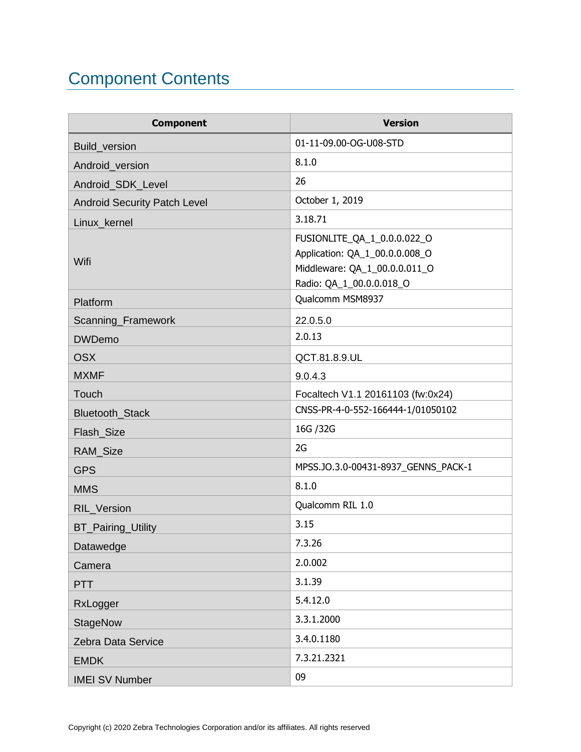# Component Contents

| Component | Version |
|---|---|
| Build_version | 01-11-09.00-OG-U08-STD |
| Android_version | 8.1.0 |
| Android_SDK_Level | 26 |
| Android Security Patch Level | October 1, 2019 |
| Linux_kernel | 3.18.71 |
| Wifi | FUSIONLITE_QA_1_0.0.0.022_O<br>Application: QA_1_00.0.0.008_O<br>Middleware: QA_1_00.0.0.011_O<br>Radio: QA_1_00.0.0.018_O |
| Platform | Qualcomm MSM8937 |
| Scanning_Framework | 22.0.5.0 |
| DWDemo | 2.0.13 |
| OSX | QCT.81.8.9.UL |
| MXMF | 9.0.4.3 |
| Touch | Focaltech V1.1 20161103 (fw:0x24) |
| Bluetooth_Stack | CNSS-PR-4-0-552-166444-1/01050102 |
| Flash_Size | 16G /32G |
| RAM_Size | 2G |
| GPS | MPSS.JO.3.0-00431-8937_GENNS_PACK-1 |
| MMS | 8.1.0 |
| RIL_Version | Qualcomm RIL 1.0 |
| BT_Pairing_Utility | 3.15 |
| Datawedge | 7.3.26 |
| Camera | 2.0.002 |
| PTT | 3.1.39 |
| RxLogger | 5.4.12.0 |
| StageNow | 3.3.1.2000 |
| Zebra Data Service | 3.4.0.1180 |
| EMDK | 7.3.21.2321 |
| IMEI SV Number | 09 |

Copyright (c) 2020 Zebra Technologies Corporation and/or its affiliates. All rights reserved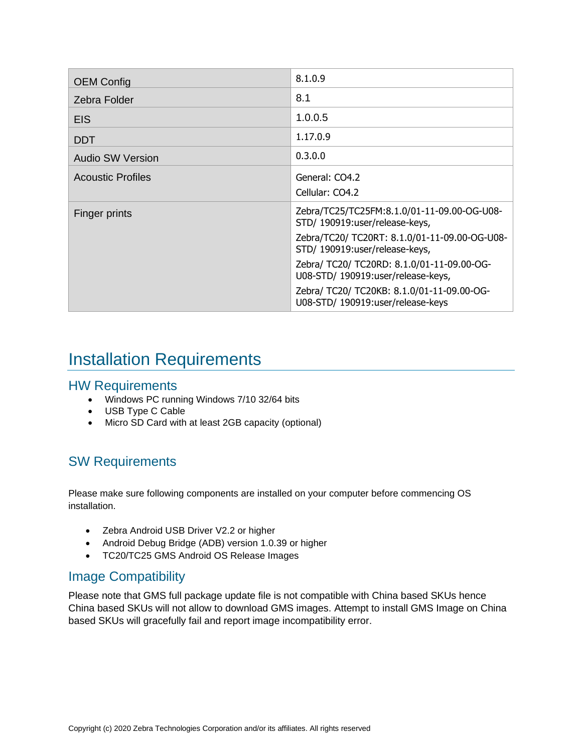| | |
|---|---|
| OEM Config | 8.1.0.9 |
| Zebra Folder | 8.1 |
| EIS | 1.0.0.5 |
| DDT | 1.17.0.9 |
| Audio SW Version | 0.3.0.0 |
| Acoustic Profiles | General: CO4.2<br>Cellular: CO4.2 |
| Finger prints | Zebra/TC25/TC25FM:8.1.0/01-11-09.00-OG-U08-STD/ 190919:user/release-keys,<br>Zebra/TC20/ TC20RT: 8.1.0/01-11-09.00-OG-U08-STD/ 190919:user/release-keys,<br>Zebra/ TC20/ TC20RD: 8.1.0/01-11-09.00-OG-U08-STD/ 190919:user/release-keys,<br>Zebra/ TC20/ TC20KB: 8.1.0/01-11-09.00-OG-U08-STD/ 190919:user/release-keys |

# Installation Requirements

## HW Requirements

- Windows PC running Windows 7/10 32/64 bits
- USB Type C Cable
- Micro SD Card with at least 2GB capacity (optional)

## SW Requirements

Please make sure following components are installed on your computer before commencing OS installation.

- Zebra Android USB Driver V2.2 or higher
- Android Debug Bridge (ADB) version 1.0.39 or higher
- TC20/TC25 GMS Android OS Release Images

## Image Compatibility

Please note that GMS full package update file is not compatible with China based SKUs hence China based SKUs will not allow to download GMS images. Attempt to install GMS Image on China based SKUs will gracefully fail and report image incompatibility error.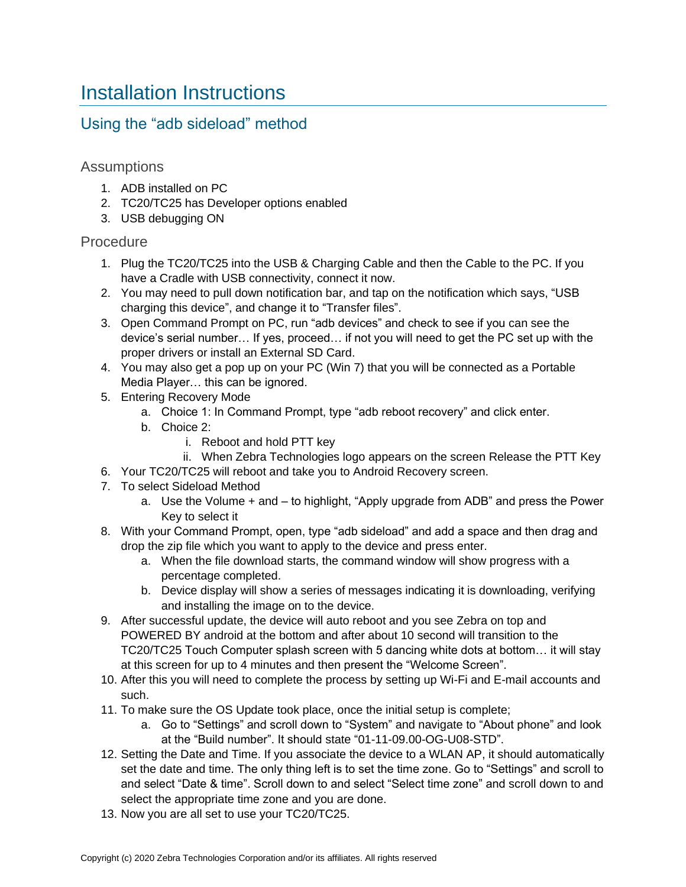# Installation Instructions

## Using the “adb sideload” method

### Assumptions

1. ADB installed on PC
2. TC20/TC25 has Developer options enabled
3. USB debugging ON

### Procedure

1. Plug the TC20/TC25 into the USB & Charging Cable and then the Cable to the PC. If you have a Cradle with USB connectivity, connect it now.
2. You may need to pull down notification bar, and tap on the notification which says, “USB charging this device”, and change it to “Transfer files”.
3. Open Command Prompt on PC, run “adb devices” and check to see if you can see the device’s serial number… If yes, proceed… if not you will need to get the PC set up with the proper drivers or install an External SD Card.
4. You may also get a pop up on your PC (Win 7) that you will be connected as a Portable Media Player… this can be ignored.
5. Entering Recovery Mode
   a. Choice 1: In Command Prompt, type “adb reboot recovery” and click enter.
   b. Choice 2:
      i. Reboot and hold PTT key
      ii. When Zebra Technologies logo appears on the screen Release the PTT Key
6. Your TC20/TC25 will reboot and take you to Android Recovery screen.
7. To select Sideload Method
   a. Use the Volume + and – to highlight, “Apply upgrade from ADB” and press the Power Key to select it
8. With your Command Prompt, open, type “adb sideload” and add a space and then drag and drop the zip file which you want to apply to the device and press enter.
   a. When the file download starts, the command window will show progress with a percentage completed.
   b. Device display will show a series of messages indicating it is downloading, verifying and installing the image on to the device.
9. After successful update, the device will auto reboot and you see Zebra on top and POWERED BY android at the bottom and after about 10 second will transition to the TC20/TC25 Touch Computer splash screen with 5 dancing white dots at bottom… it will stay at this screen for up to 4 minutes and then present the “Welcome Screen”.
10. After this you will need to complete the process by setting up Wi-Fi and E-mail accounts and such.
11. To make sure the OS Update took place, once the initial setup is complete;
    a. Go to “Settings” and scroll down to “System” and navigate to “About phone” and look at the “Build number”. It should state “01-11-09.00-OG-U08-STD”.
12. Setting the Date and Time. If you associate the device to a WLAN AP, it should automatically set the date and time. The only thing left is to set the time zone. Go to “Settings” and scroll to and select “Date & time”. Scroll down to and select “Select time zone” and scroll down to and select the appropriate time zone and you are done.
13. Now you are all set to use your TC20/TC25.

Copyright (c) 2020 Zebra Technologies Corporation and/or its affiliates. All rights reserved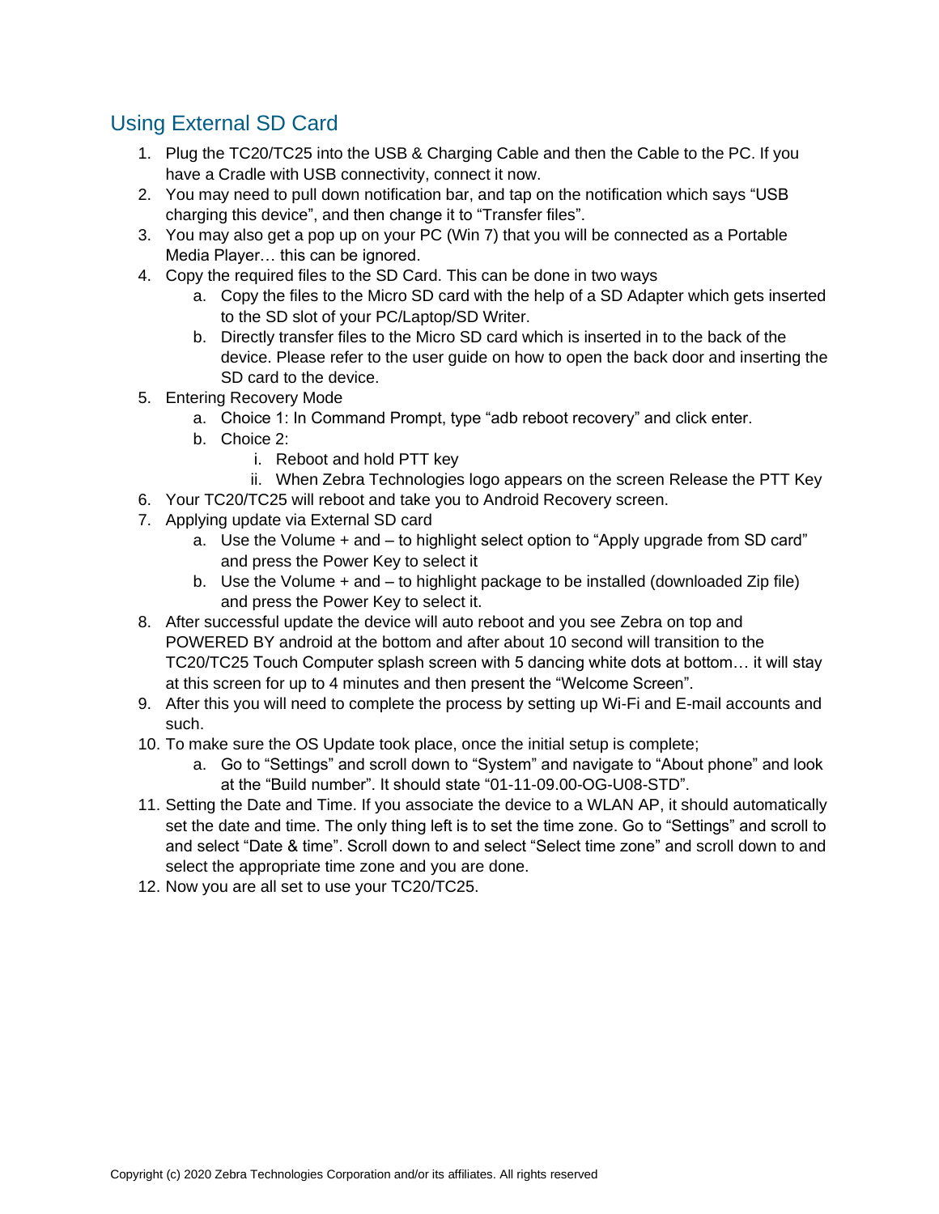## Using External SD Card

1. Plug the TC20/TC25 into the USB & Charging Cable and then the Cable to the PC. If you have a Cradle with USB connectivity, connect it now.
2. You may need to pull down notification bar, and tap on the notification which says “USB charging this device”, and then change it to “Transfer files”.
3. You may also get a pop up on your PC (Win 7) that you will be connected as a Portable Media Player… this can be ignored.
4. Copy the required files to the SD Card. This can be done in two ways
   a. Copy the files to the Micro SD card with the help of a SD Adapter which gets inserted to the SD slot of your PC/Laptop/SD Writer.
   b. Directly transfer files to the Micro SD card which is inserted in to the back of the device. Please refer to the user guide on how to open the back door and inserting the SD card to the device.
5. Entering Recovery Mode
   a. Choice 1: In Command Prompt, type “adb reboot recovery” and click enter.
   b. Choice 2:
      i. Reboot and hold PTT key
      ii. When Zebra Technologies logo appears on the screen Release the PTT Key
6. Your TC20/TC25 will reboot and take you to Android Recovery screen.
7. Applying update via External SD card
   a. Use the Volume + and – to highlight select option to “Apply upgrade from SD card” and press the Power Key to select it
   b. Use the Volume + and – to highlight package to be installed (downloaded Zip file) and press the Power Key to select it.
8. After successful update the device will auto reboot and you see Zebra on top and POWERED BY android at the bottom and after about 10 second will transition to the TC20/TC25 Touch Computer splash screen with 5 dancing white dots at bottom… it will stay at this screen for up to 4 minutes and then present the “Welcome Screen”.
9. After this you will need to complete the process by setting up Wi-Fi and E-mail accounts and such.
10. To make sure the OS Update took place, once the initial setup is complete;
    a. Go to “Settings” and scroll down to “System” and navigate to “About phone” and look at the “Build number”. It should state “01-11-09.00-OG-U08-STD”.
11. Setting the Date and Time. If you associate the device to a WLAN AP, it should automatically set the date and time. The only thing left is to set the time zone. Go to “Settings” and scroll to and select “Date & time”. Scroll down to and select “Select time zone” and scroll down to and select the appropriate time zone and you are done.
12. Now you are all set to use your TC20/TC25.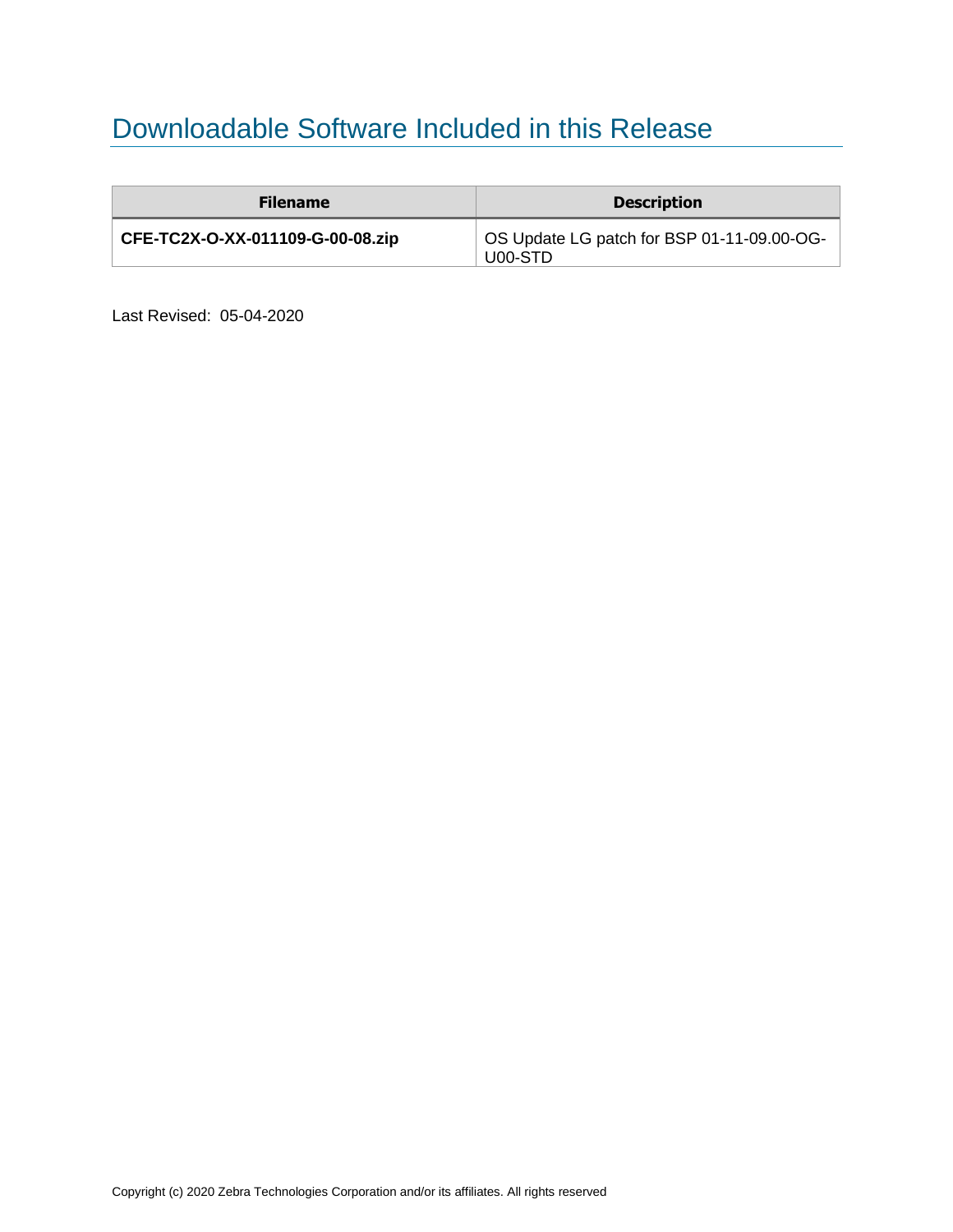# Downloadable Software Included in this Release

| Filename | Description |
| --- | --- |
| **CFE-TC2X-O-XX-011109-G-00-08.zip** | OS Update LG patch for BSP 01-11-09.00-OG-U00-STD |

Last Revised: 05-04-2020

Copyright (c) 2020 Zebra Technologies Corporation and/or its affiliates. All rights reserved